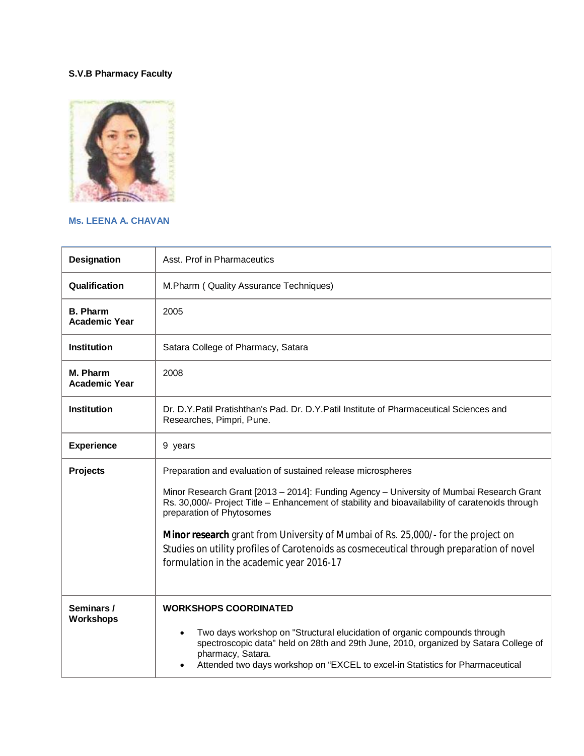**S.V.B Pharmacy Faculty**

**Ms. LEENA A. CHAVAN**

| | |
|---|---|
| **Designation** | Asst. Prof in Pharmaceutics |
| **Qualification** | M.Pharm ( Quality Assurance Techniques) |
| **B. Pharm Academic Year** | 2005 |
| **Institution** | Satara College of Pharmacy, Satara |
| **M. Pharm Academic Year** | 2008 |
| **Institution** | Dr. D.Y.Patil Pratishthan's Pad. Dr. D.Y.Patil Institute of Pharmaceutical Sciences and Researches, Pimpri, Pune. |
| **Experience** | 9 years |
| **Projects** | Preparation and evaluation of sustained release microspheres<br><br>Minor Research Grant [2013 – 2014]: Funding Agency – University of Mumbai Research Grant Rs. 30,000/- Project Title – Enhancement of stability and bioavailability of caratenoids through preparation of Phytosomes<br><br>**Minor research** grant from University of Mumbai of Rs. 25,000/- for the project on Studies on utility profiles of Carotenoids as cosmeceutical through preparation of novel formulation in the academic year 2016-17 |
| **Seminars / Workshops** | **WORKSHOPS COORDINATED**<br><br>• Two days workshop on "Structural elucidation of organic compounds through spectroscopic data" held on 28th and 29th June, 2010, organized by Satara College of pharmacy, Satara.<br>• Attended two days workshop on "EXCEL to excel-in Statistics for Pharmaceutical |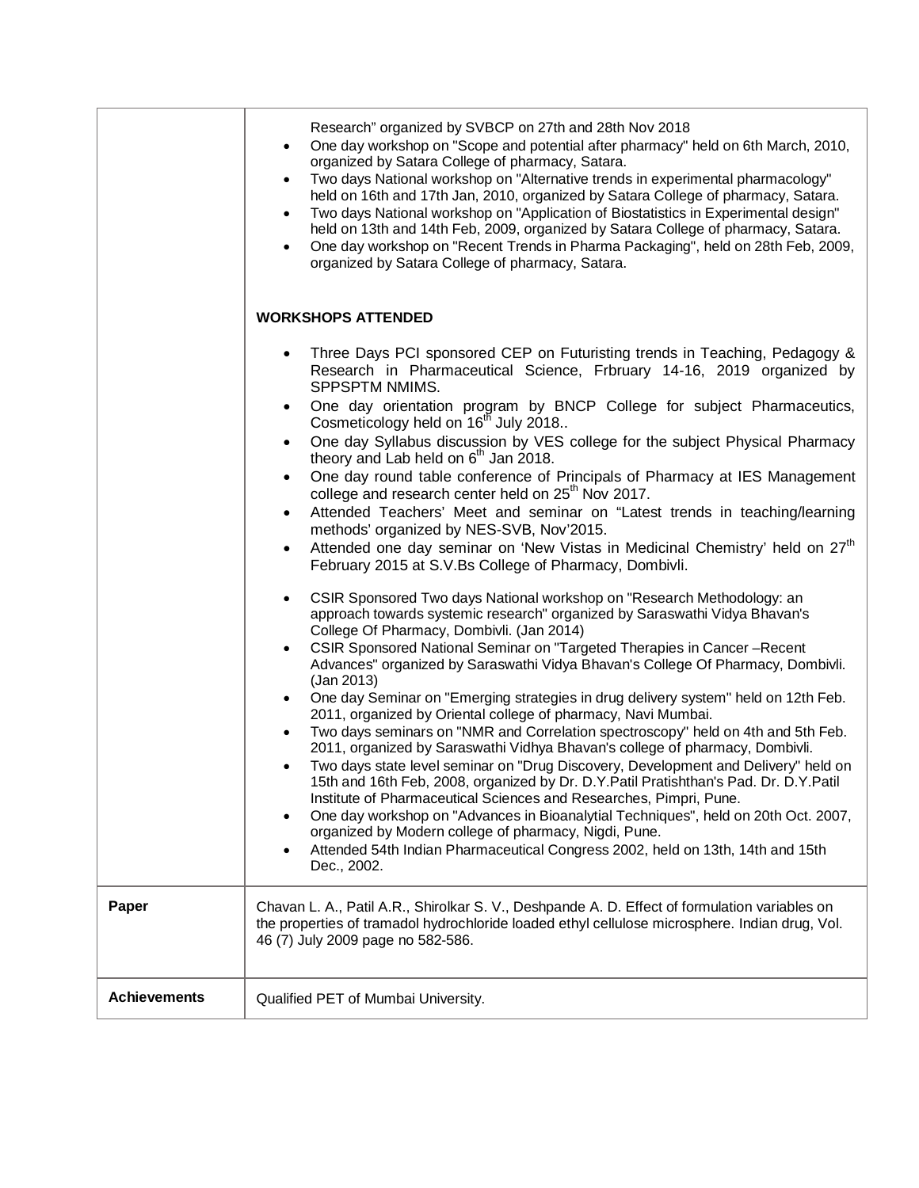| | |
|---|---|
| | Research" organized by SVBCP on 27th and 28th Nov 2018<br>• One day workshop on "Scope and potential after pharmacy" held on 6th March, 2010, organized by Satara College of pharmacy, Satara.<br>• Two days National workshop on "Alternative trends in experimental pharmacology" held on 16th and 17th Jan, 2010, organized by Satara College of pharmacy, Satara.<br>• Two days National workshop on "Application of Biostatistics in Experimental design" held on 13th and 14th Feb, 2009, organized by Satara College of pharmacy, Satara.<br>• One day workshop on "Recent Trends in Pharma Packaging", held on 28th Feb, 2009, organized by Satara College of pharmacy, Satara.<br><br>**WORKSHOPS ATTENDED**<br><br>• Three Days PCI sponsored CEP on Futuristing trends in Teaching, Pedagogy & Research in Pharmaceutical Science, Frbruary 14-16, 2019 organized by SPPSPTM NMIMS.<br>• One day orientation program by BNCP College for subject Pharmaceutics, Cosmeticology held on 16th July 2018..<br>• One day Syllabus discussion by VES college for the subject Physical Pharmacy theory and Lab held on 6th Jan 2018.<br>• One day round table conference of Principals of Pharmacy at IES Management college and research center held on 25th Nov 2017.<br>• Attended Teachers' Meet and seminar on "Latest trends in teaching/learning methods' organized by NES-SVB, Nov'2015.<br>• Attended one day seminar on 'New Vistas in Medicinal Chemistry' held on 27th February 2015 at S.V.Bs College of Pharmacy, Dombivli.<br><br>• CSIR Sponsored Two days National workshop on "Research Methodology: an approach towards systemic research" organized by Saraswathi Vidya Bhavan's College Of Pharmacy, Dombivli. (Jan 2014)<br>• CSIR Sponsored National Seminar on "Targeted Therapies in Cancer –Recent Advances" organized by Saraswathi Vidya Bhavan's College Of Pharmacy, Dombivli. (Jan 2013)<br>• One day Seminar on "Emerging strategies in drug delivery system" held on 12th Feb. 2011, organized by Oriental college of pharmacy, Navi Mumbai.<br>• Two days seminars on "NMR and Correlation spectroscopy" held on 4th and 5th Feb. 2011, organized by Saraswathi Vidhya Bhavan's college of pharmacy, Dombivli.<br>• Two days state level seminar on "Drug Discovery, Development and Delivery" held on 15th and 16th Feb, 2008, organized by Dr. D.Y.Patil Pratishthan's Pad. Dr. D.Y.Patil Institute of Pharmaceutical Sciences and Researches, Pimpri, Pune.<br>• One day workshop on "Advances in Bioanalytial Techniques", held on 20th Oct. 2007, organized by Modern college of pharmacy, Nigdi, Pune.<br>• Attended 54th Indian Pharmaceutical Congress 2002, held on 13th, 14th and 15th Dec., 2002. |
| **Paper** | Chavan L. A., Patil A.R., Shirolkar S. V., Deshpande A. D. Effect of formulation variables on the properties of tramadol hydrochloride loaded ethyl cellulose microsphere. Indian drug, Vol. 46 (7) July 2009 page no 582-586. |
| **Achievements** | Qualified PET of Mumbai University. |